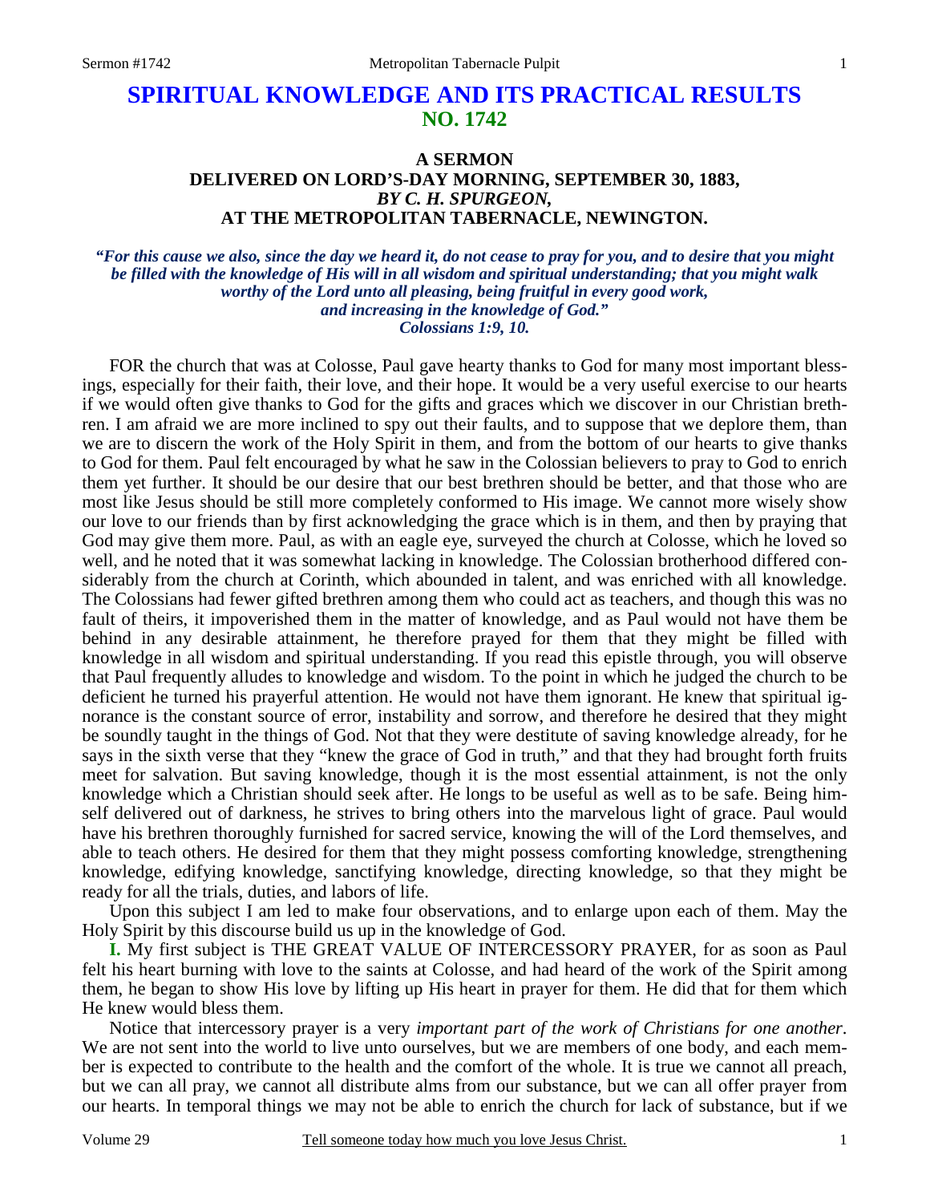# SPIRITUAL KNOWLEDGE AND ITS PRACTICAL RESULTS
## NO. 1742

### A SERMON
### DELIVERED ON LORD'S-DAY MORNING, SEPTEMBER 30, 1883,
### *BY C. H. SPURGEON,*
### AT THE METROPOLITAN TABERNACLE, NEWINGTON.

***"For this cause we also, since the day we heard it, do not cease to pray for you, and to desire that you might be filled with the knowledge of His will in all wisdom and spiritual understanding; that you might walk worthy of the Lord unto all pleasing, being fruitful in every good work, and increasing in the knowledge of God." Colossians 1:9, 10.***

FOR the church that was at Colosse, Paul gave hearty thanks to God for many most important blessings, especially for their faith, their love, and their hope. It would be a very useful exercise to our hearts if we would often give thanks to God for the gifts and graces which we discover in our Christian brethren. I am afraid we are more inclined to spy out their faults, and to suppose that we deplore them, than we are to discern the work of the Holy Spirit in them, and from the bottom of our hearts to give thanks to God for them. Paul felt encouraged by what he saw in the Colossian believers to pray to God to enrich them yet further. It should be our desire that our best brethren should be better, and that those who are most like Jesus should be still more completely conformed to His image. We cannot more wisely show our love to our friends than by first acknowledging the grace which is in them, and then by praying that God may give them more. Paul, as with an eagle eye, surveyed the church at Colosse, which he loved so well, and he noted that it was somewhat lacking in knowledge. The Colossian brotherhood differed considerably from the church at Corinth, which abounded in talent, and was enriched with all knowledge. The Colossians had fewer gifted brethren among them who could act as teachers, and though this was no fault of theirs, it impoverished them in the matter of knowledge, and as Paul would not have them be behind in any desirable attainment, he therefore prayed for them that they might be filled with knowledge in all wisdom and spiritual understanding. If you read this epistle through, you will observe that Paul frequently alludes to knowledge and wisdom. To the point in which he judged the church to be deficient he turned his prayerful attention. He would not have them ignorant. He knew that spiritual ignorance is the constant source of error, instability and sorrow, and therefore he desired that they might be soundly taught in the things of God. Not that they were destitute of saving knowledge already, for he says in the sixth verse that they "knew the grace of God in truth," and that they had brought forth fruits meet for salvation. But saving knowledge, though it is the most essential attainment, is not the only knowledge which a Christian should seek after. He longs to be useful as well as to be safe. Being himself delivered out of darkness, he strives to bring others into the marvelous light of grace. Paul would have his brethren thoroughly furnished for sacred service, knowing the will of the Lord themselves, and able to teach others. He desired for them that they might possess comforting knowledge, strengthening knowledge, edifying knowledge, sanctifying knowledge, directing knowledge, so that they might be ready for all the trials, duties, and labors of life.

Upon this subject I am led to make four observations, and to enlarge upon each of them. May the Holy Spirit by this discourse build us up in the knowledge of God.

**I.** My first subject is THE GREAT VALUE OF INTERCESSORY PRAYER, for as soon as Paul felt his heart burning with love to the saints at Colosse, and had heard of the work of the Spirit among them, he began to show His love by lifting up His heart in prayer for them. He did that for them which He knew would bless them.

Notice that intercessory prayer is a very *important part of the work of Christians for one another*. We are not sent into the world to live unto ourselves, but we are members of one body, and each member is expected to contribute to the health and the comfort of the whole. It is true we cannot all preach, but we can all pray, we cannot all distribute alms from our substance, but we can all offer prayer from our hearts. In temporal things we may not be able to enrich the church for lack of substance, but if we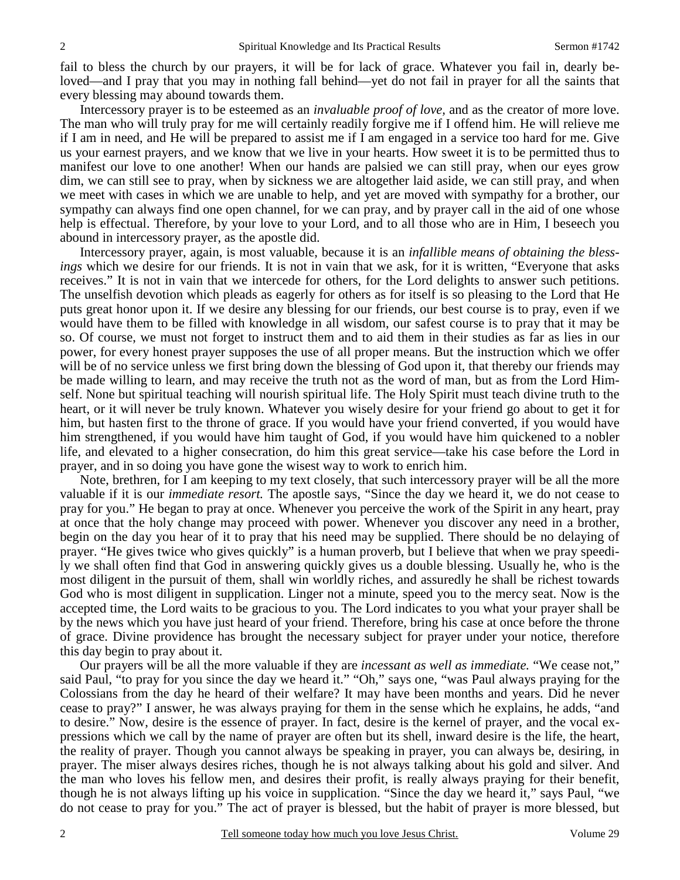fail to bless the church by our prayers, it will be for lack of grace. Whatever you fail in, dearly beloved—and I pray that you may in nothing fall behind—yet do not fail in prayer for all the saints that every blessing may abound towards them.

Intercessory prayer is to be esteemed as an *invaluable proof of love,* and as the creator of more love. The man who will truly pray for me will certainly readily forgive me if I offend him. He will relieve me if I am in need, and He will be prepared to assist me if I am engaged in a service too hard for me. Give us your earnest prayers, and we know that we live in your hearts. How sweet it is to be permitted thus to manifest our love to one another! When our hands are palsied we can still pray, when our eyes grow dim, we can still see to pray, when by sickness we are altogether laid aside, we can still pray, and when we meet with cases in which we are unable to help, and yet are moved with sympathy for a brother, our sympathy can always find one open channel, for we can pray, and by prayer call in the aid of one whose help is effectual. Therefore, by your love to your Lord, and to all those who are in Him, I beseech you abound in intercessory prayer, as the apostle did.

Intercessory prayer, again, is most valuable, because it is an *infallible means of obtaining the blessings* which we desire for our friends. It is not in vain that we ask, for it is written, "Everyone that asks receives." It is not in vain that we intercede for others, for the Lord delights to answer such petitions. The unselfish devotion which pleads as eagerly for others as for itself is so pleasing to the Lord that He puts great honor upon it. If we desire any blessing for our friends, our best course is to pray, even if we would have them to be filled with knowledge in all wisdom, our safest course is to pray that it may be so. Of course, we must not forget to instruct them and to aid them in their studies as far as lies in our power, for every honest prayer supposes the use of all proper means. But the instruction which we offer will be of no service unless we first bring down the blessing of God upon it, that thereby our friends may be made willing to learn, and may receive the truth not as the word of man, but as from the Lord Himself. None but spiritual teaching will nourish spiritual life. The Holy Spirit must teach divine truth to the heart, or it will never be truly known. Whatever you wisely desire for your friend go about to get it for him, but hasten first to the throne of grace. If you would have your friend converted, if you would have him strengthened, if you would have him taught of God, if you would have him quickened to a nobler life, and elevated to a higher consecration, do him this great service—take his case before the Lord in prayer, and in so doing you have gone the wisest way to work to enrich him.

Note, brethren, for I am keeping to my text closely, that such intercessory prayer will be all the more valuable if it is our *immediate resort.* The apostle says, "Since the day we heard it, we do not cease to pray for you." He began to pray at once. Whenever you perceive the work of the Spirit in any heart, pray at once that the holy change may proceed with power. Whenever you discover any need in a brother, begin on the day you hear of it to pray that his need may be supplied. There should be no delaying of prayer. "He gives twice who gives quickly" is a human proverb, but I believe that when we pray speedily we shall often find that God in answering quickly gives us a double blessing. Usually he, who is the most diligent in the pursuit of them, shall win worldly riches, and assuredly he shall be richest towards God who is most diligent in supplication. Linger not a minute, speed you to the mercy seat. Now is the accepted time, the Lord waits to be gracious to you. The Lord indicates to you what your prayer shall be by the news which you have just heard of your friend. Therefore, bring his case at once before the throne of grace. Divine providence has brought the necessary subject for prayer under your notice, therefore this day begin to pray about it.

Our prayers will be all the more valuable if they are *incessant as well as immediate.* "We cease not," said Paul, "to pray for you since the day we heard it." "Oh," says one, "was Paul always praying for the Colossians from the day he heard of their welfare? It may have been months and years. Did he never cease to pray?" I answer, he was always praying for them in the sense which he explains, he adds, "and to desire." Now, desire is the essence of prayer. In fact, desire is the kernel of prayer, and the vocal expressions which we call by the name of prayer are often but its shell, inward desire is the life, the heart, the reality of prayer. Though you cannot always be speaking in prayer, you can always be, desiring, in prayer. The miser always desires riches, though he is not always talking about his gold and silver. And the man who loves his fellow men, and desires their profit, is really always praying for their benefit, though he is not always lifting up his voice in supplication. "Since the day we heard it," says Paul, "we do not cease to pray for you." The act of prayer is blessed, but the habit of prayer is more blessed, but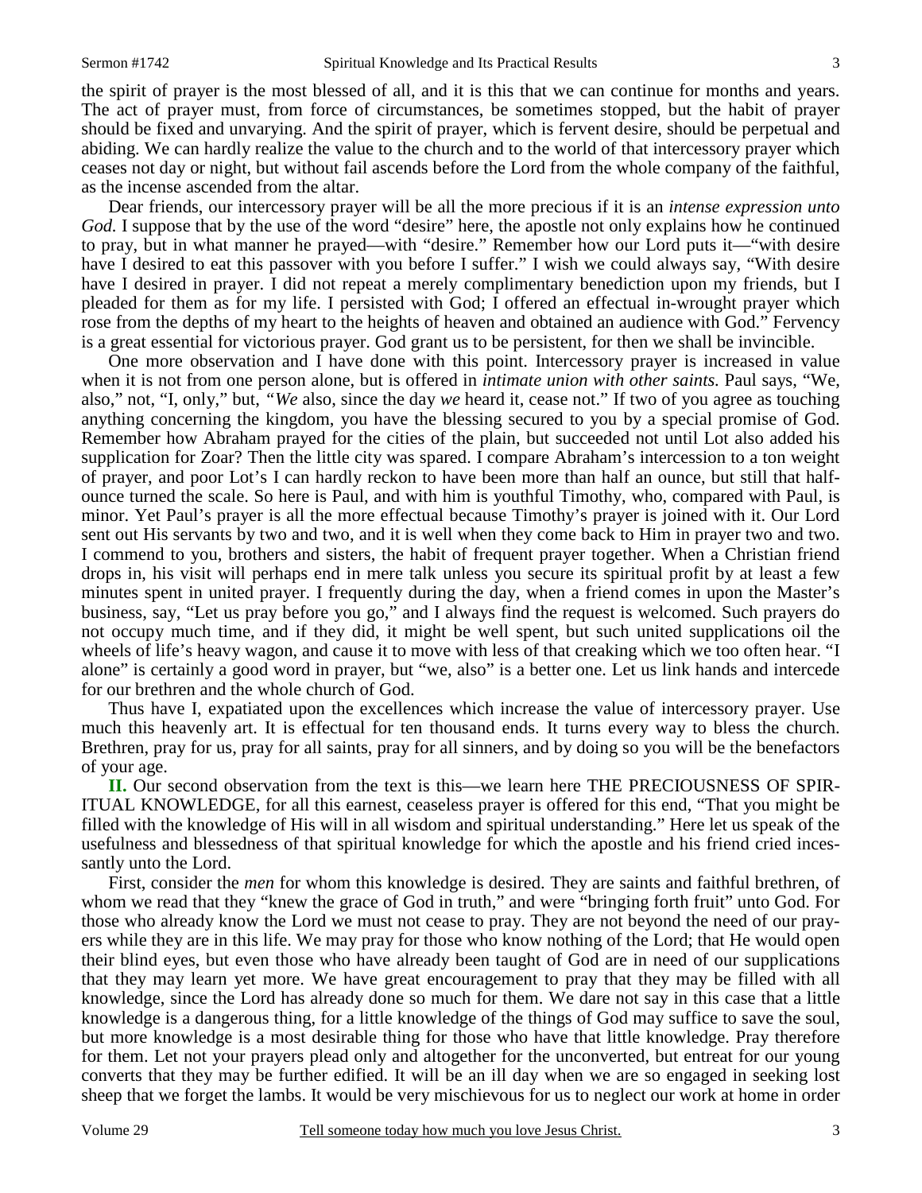the spirit of prayer is the most blessed of all, and it is this that we can continue for months and years. The act of prayer must, from force of circumstances, be sometimes stopped, but the habit of prayer should be fixed and unvarying. And the spirit of prayer, which is fervent desire, should be perpetual and abiding. We can hardly realize the value to the church and to the world of that intercessory prayer which ceases not day or night, but without fail ascends before the Lord from the whole company of the faithful, as the incense ascended from the altar.

Dear friends, our intercessory prayer will be all the more precious if it is an *intense expression unto God.* I suppose that by the use of the word "desire" here, the apostle not only explains how he continued to pray, but in what manner he prayed—with "desire." Remember how our Lord puts it—"with desire have I desired to eat this passover with you before I suffer." I wish we could always say, "With desire have I desired in prayer. I did not repeat a merely complimentary benediction upon my friends, but I pleaded for them as for my life. I persisted with God; I offered an effectual in-wrought prayer which rose from the depths of my heart to the heights of heaven and obtained an audience with God." Fervency is a great essential for victorious prayer. God grant us to be persistent, for then we shall be invincible.

One more observation and I have done with this point. Intercessory prayer is increased in value when it is not from one person alone, but is offered in *intimate union with other saints.* Paul says, "We, also," not, "I, only," but, *"We* also, since the day *we* heard it, cease not." If two of you agree as touching anything concerning the kingdom, you have the blessing secured to you by a special promise of God. Remember how Abraham prayed for the cities of the plain, but succeeded not until Lot also added his supplication for Zoar? Then the little city was spared. I compare Abraham's intercession to a ton weight of prayer, and poor Lot's I can hardly reckon to have been more than half an ounce, but still that half-ounce turned the scale. So here is Paul, and with him is youthful Timothy, who, compared with Paul, is minor. Yet Paul's prayer is all the more effectual because Timothy's prayer is joined with it. Our Lord sent out His servants by two and two, and it is well when they come back to Him in prayer two and two. I commend to you, brothers and sisters, the habit of frequent prayer together. When a Christian friend drops in, his visit will perhaps end in mere talk unless you secure its spiritual profit by at least a few minutes spent in united prayer. I frequently during the day, when a friend comes in upon the Master's business, say, "Let us pray before you go," and I always find the request is welcomed. Such prayers do not occupy much time, and if they did, it might be well spent, but such united supplications oil the wheels of life's heavy wagon, and cause it to move with less of that creaking which we too often hear. "I alone" is certainly a good word in prayer, but "we, also" is a better one. Let us link hands and intercede for our brethren and the whole church of God.

Thus have I, expatiated upon the excellences which increase the value of intercessory prayer. Use much this heavenly art. It is effectual for ten thousand ends. It turns every way to bless the church. Brethren, pray for us, pray for all saints, pray for all sinners, and by doing so you will be the benefactors of your age.

**II.** Our second observation from the text is this—we learn here THE PRECIOUSNESS OF SPIRITUAL KNOWLEDGE, for all this earnest, ceaseless prayer is offered for this end, "That you might be filled with the knowledge of His will in all wisdom and spiritual understanding." Here let us speak of the usefulness and blessedness of that spiritual knowledge for which the apostle and his friend cried incessantly unto the Lord.

First, consider the *men* for whom this knowledge is desired. They are saints and faithful brethren, of whom we read that they "knew the grace of God in truth," and were "bringing forth fruit" unto God. For those who already know the Lord we must not cease to pray. They are not beyond the need of our prayers while they are in this life. We may pray for those who know nothing of the Lord; that He would open their blind eyes, but even those who have already been taught of God are in need of our supplications that they may learn yet more. We have great encouragement to pray that they may be filled with all knowledge, since the Lord has already done so much for them. We dare not say in this case that a little knowledge is a dangerous thing, for a little knowledge of the things of God may suffice to save the soul, but more knowledge is a most desirable thing for those who have that little knowledge. Pray therefore for them. Let not your prayers plead only and altogether for the unconverted, but entreat for our young converts that they may be further edified. It will be an ill day when we are so engaged in seeking lost sheep that we forget the lambs. It would be very mischievous for us to neglect our work at home in order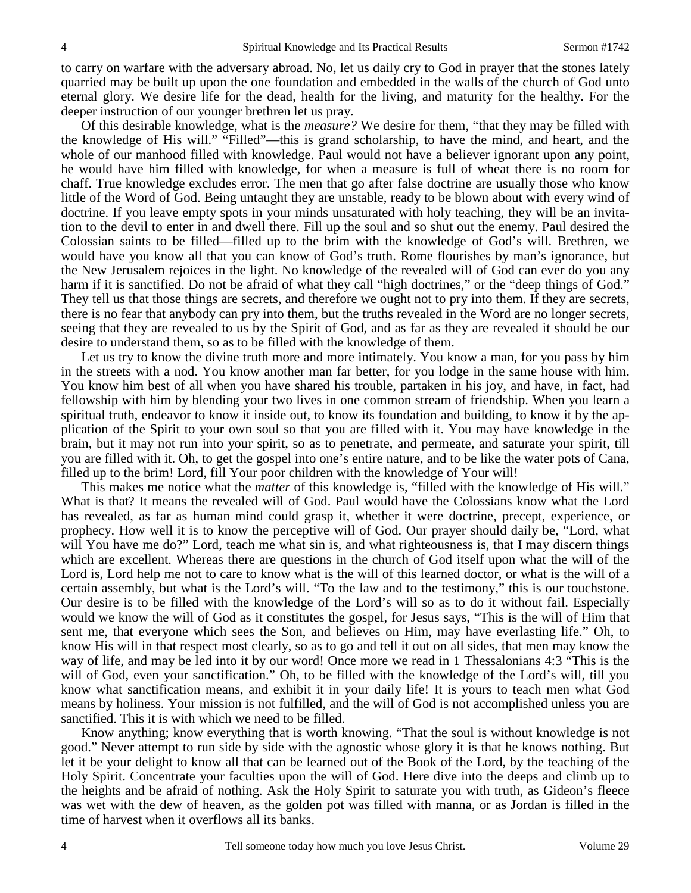to carry on warfare with the adversary abroad. No, let us daily cry to God in prayer that the stones lately quarried may be built up upon the one foundation and embedded in the walls of the church of God unto eternal glory. We desire life for the dead, health for the living, and maturity for the healthy. For the deeper instruction of our younger brethren let us pray.

Of this desirable knowledge, what is the *measure?* We desire for them, "that they may be filled with the knowledge of His will." "Filled"—this is grand scholarship, to have the mind, and heart, and the whole of our manhood filled with knowledge. Paul would not have a believer ignorant upon any point, he would have him filled with knowledge, for when a measure is full of wheat there is no room for chaff. True knowledge excludes error. The men that go after false doctrine are usually those who know little of the Word of God. Being untaught they are unstable, ready to be blown about with every wind of doctrine. If you leave empty spots in your minds unsaturated with holy teaching, they will be an invitation to the devil to enter in and dwell there. Fill up the soul and so shut out the enemy. Paul desired the Colossian saints to be filled—filled up to the brim with the knowledge of God's will. Brethren, we would have you know all that you can know of God's truth. Rome flourishes by man's ignorance, but the New Jerusalem rejoices in the light. No knowledge of the revealed will of God can ever do you any harm if it is sanctified. Do not be afraid of what they call "high doctrines," or the "deep things of God." They tell us that those things are secrets, and therefore we ought not to pry into them. If they are secrets, there is no fear that anybody can pry into them, but the truths revealed in the Word are no longer secrets, seeing that they are revealed to us by the Spirit of God, and as far as they are revealed it should be our desire to understand them, so as to be filled with the knowledge of them.

Let us try to know the divine truth more and more intimately. You know a man, for you pass by him in the streets with a nod. You know another man far better, for you lodge in the same house with him. You know him best of all when you have shared his trouble, partaken in his joy, and have, in fact, had fellowship with him by blending your two lives in one common stream of friendship. When you learn a spiritual truth, endeavor to know it inside out, to know its foundation and building, to know it by the application of the Spirit to your own soul so that you are filled with it. You may have knowledge in the brain, but it may not run into your spirit, so as to penetrate, and permeate, and saturate your spirit, till you are filled with it. Oh, to get the gospel into one's entire nature, and to be like the water pots of Cana, filled up to the brim! Lord, fill Your poor children with the knowledge of Your will!

This makes me notice what the *matter* of this knowledge is, "filled with the knowledge of His will." What is that? It means the revealed will of God. Paul would have the Colossians know what the Lord has revealed, as far as human mind could grasp it, whether it were doctrine, precept, experience, or prophecy. How well it is to know the perceptive will of God. Our prayer should daily be, "Lord, what will You have me do?" Lord, teach me what sin is, and what righteousness is, that I may discern things which are excellent. Whereas there are questions in the church of God itself upon what the will of the Lord is, Lord help me not to care to know what is the will of this learned doctor, or what is the will of a certain assembly, but what is the Lord's will. "To the law and to the testimony," this is our touchstone. Our desire is to be filled with the knowledge of the Lord's will so as to do it without fail. Especially would we know the will of God as it constitutes the gospel, for Jesus says, "This is the will of Him that sent me, that everyone which sees the Son, and believes on Him, may have everlasting life." Oh, to know His will in that respect most clearly, so as to go and tell it out on all sides, that men may know the way of life, and may be led into it by our word! Once more we read in 1 Thessalonians 4:3 "This is the will of God, even your sanctification." Oh, to be filled with the knowledge of the Lord's will, till you know what sanctification means, and exhibit it in your daily life! It is yours to teach men what God means by holiness. Your mission is not fulfilled, and the will of God is not accomplished unless you are sanctified. This it is with which we need to be filled.

Know anything; know everything that is worth knowing. "That the soul is without knowledge is not good." Never attempt to run side by side with the agnostic whose glory it is that he knows nothing. But let it be your delight to know all that can be learned out of the Book of the Lord, by the teaching of the Holy Spirit. Concentrate your faculties upon the will of God. Here dive into the deeps and climb up to the heights and be afraid of nothing. Ask the Holy Spirit to saturate you with truth, as Gideon's fleece was wet with the dew of heaven, as the golden pot was filled with manna, or as Jordan is filled in the time of harvest when it overflows all its banks.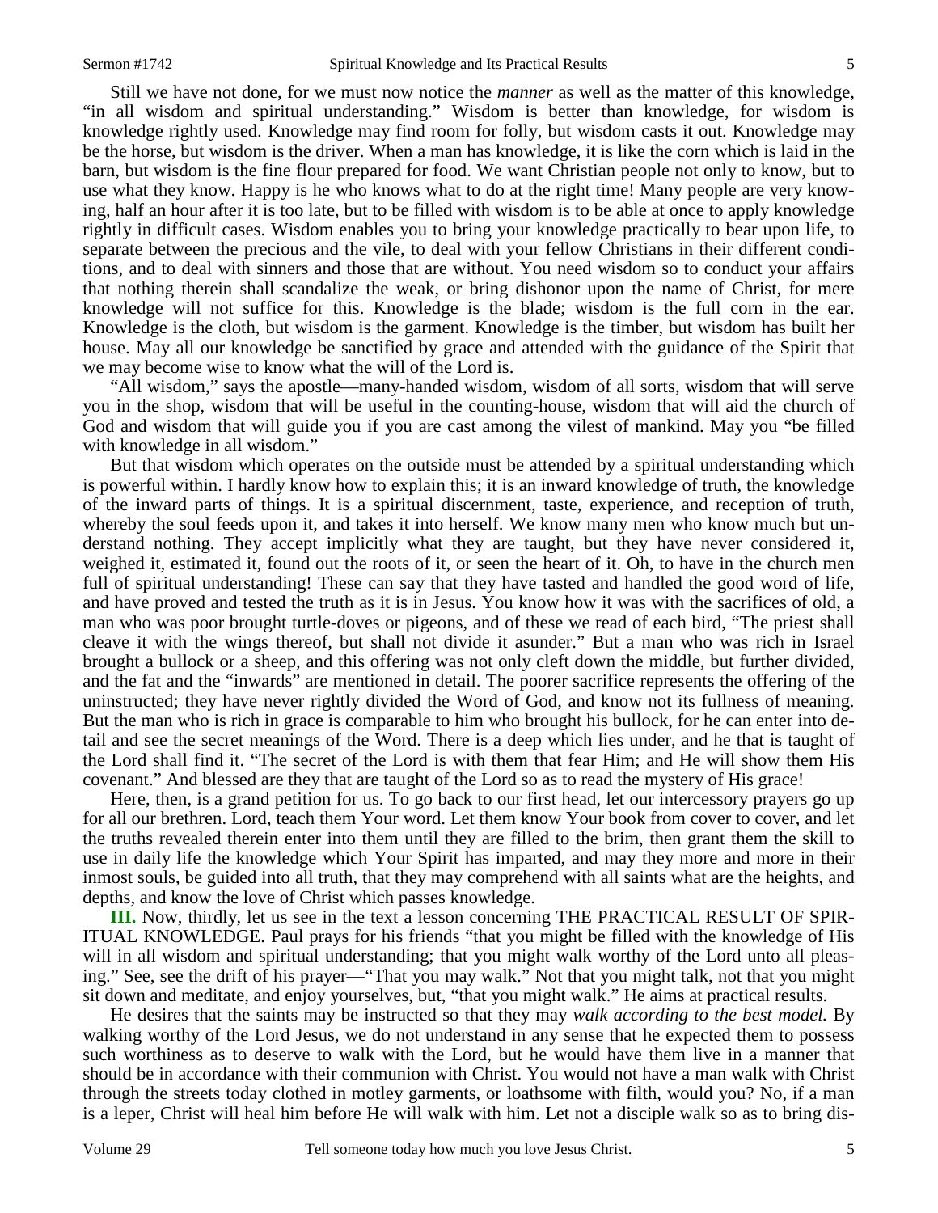Still we have not done, for we must now notice the *manner* as well as the matter of this knowledge, "in all wisdom and spiritual understanding." Wisdom is better than knowledge, for wisdom is knowledge rightly used. Knowledge may find room for folly, but wisdom casts it out. Knowledge may be the horse, but wisdom is the driver. When a man has knowledge, it is like the corn which is laid in the barn, but wisdom is the fine flour prepared for food. We want Christian people not only to know, but to use what they know. Happy is he who knows what to do at the right time! Many people are very knowing, half an hour after it is too late, but to be filled with wisdom is to be able at once to apply knowledge rightly in difficult cases. Wisdom enables you to bring your knowledge practically to bear upon life, to separate between the precious and the vile, to deal with your fellow Christians in their different conditions, and to deal with sinners and those that are without. You need wisdom so to conduct your affairs that nothing therein shall scandalize the weak, or bring dishonor upon the name of Christ, for mere knowledge will not suffice for this. Knowledge is the blade; wisdom is the full corn in the ear. Knowledge is the cloth, but wisdom is the garment. Knowledge is the timber, but wisdom has built her house. May all our knowledge be sanctified by grace and attended with the guidance of the Spirit that we may become wise to know what the will of the Lord is.

"All wisdom," says the apostle—many-handed wisdom, wisdom of all sorts, wisdom that will serve you in the shop, wisdom that will be useful in the counting-house, wisdom that will aid the church of God and wisdom that will guide you if you are cast among the vilest of mankind. May you "be filled with knowledge in all wisdom."

But that wisdom which operates on the outside must be attended by a spiritual understanding which is powerful within. I hardly know how to explain this; it is an inward knowledge of truth, the knowledge of the inward parts of things. It is a spiritual discernment, taste, experience, and reception of truth, whereby the soul feeds upon it, and takes it into herself. We know many men who know much but understand nothing. They accept implicitly what they are taught, but they have never considered it, weighed it, estimated it, found out the roots of it, or seen the heart of it. Oh, to have in the church men full of spiritual understanding! These can say that they have tasted and handled the good word of life, and have proved and tested the truth as it is in Jesus. You know how it was with the sacrifices of old, a man who was poor brought turtle-doves or pigeons, and of these we read of each bird, "The priest shall cleave it with the wings thereof, but shall not divide it asunder." But a man who was rich in Israel brought a bullock or a sheep, and this offering was not only cleft down the middle, but further divided, and the fat and the "inwards" are mentioned in detail. The poorer sacrifice represents the offering of the uninstructed; they have never rightly divided the Word of God, and know not its fullness of meaning. But the man who is rich in grace is comparable to him who brought his bullock, for he can enter into detail and see the secret meanings of the Word. There is a deep which lies under, and he that is taught of the Lord shall find it. "The secret of the Lord is with them that fear Him; and He will show them His covenant." And blessed are they that are taught of the Lord so as to read the mystery of His grace!

Here, then, is a grand petition for us. To go back to our first head, let our intercessory prayers go up for all our brethren. Lord, teach them Your word. Let them know Your book from cover to cover, and let the truths revealed therein enter into them until they are filled to the brim, then grant them the skill to use in daily life the knowledge which Your Spirit has imparted, and may they more and more in their inmost souls, be guided into all truth, that they may comprehend with all saints what are the heights, and depths, and know the love of Christ which passes knowledge.

**III.** Now, thirdly, let us see in the text a lesson concerning THE PRACTICAL RESULT OF SPIRITUAL KNOWLEDGE. Paul prays for his friends "that you might be filled with the knowledge of His will in all wisdom and spiritual understanding; that you might walk worthy of the Lord unto all pleasing." See, see the drift of his prayer—"That you may walk." Not that you might talk, not that you might sit down and meditate, and enjoy yourselves, but, "that you might walk." He aims at practical results.

He desires that the saints may be instructed so that they may *walk according to the best model.* By walking worthy of the Lord Jesus, we do not understand in any sense that he expected them to possess such worthiness as to deserve to walk with the Lord, but he would have them live in a manner that should be in accordance with their communion with Christ. You would not have a man walk with Christ through the streets today clothed in motley garments, or loathsome with filth, would you? No, if a man is a leper, Christ will heal him before He will walk with him. Let not a disciple walk so as to bring dis-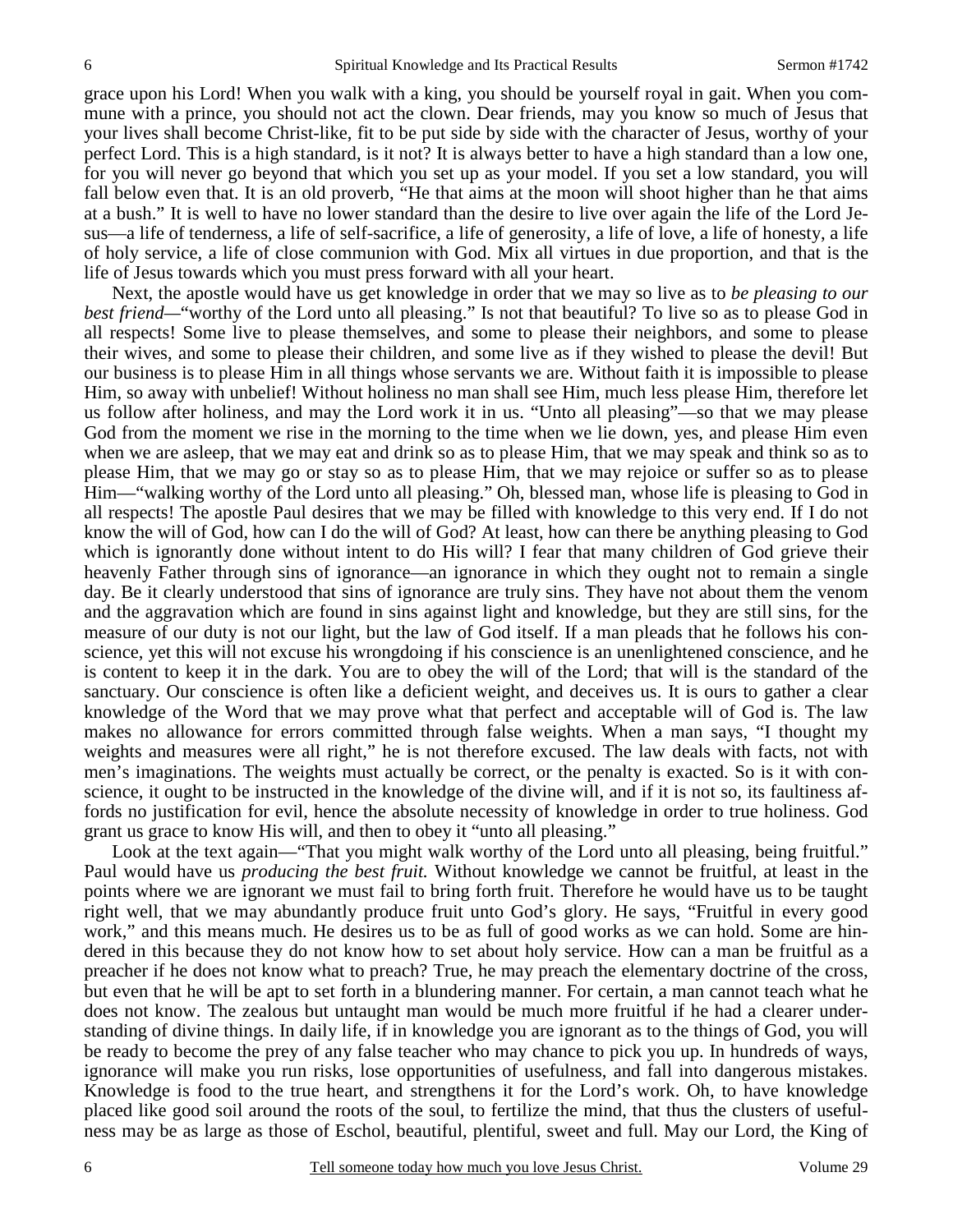grace upon his Lord! When you walk with a king, you should be yourself royal in gait. When you commune with a prince, you should not act the clown. Dear friends, may you know so much of Jesus that your lives shall become Christ-like, fit to be put side by side with the character of Jesus, worthy of your perfect Lord. This is a high standard, is it not? It is always better to have a high standard than a low one, for you will never go beyond that which you set up as your model. If you set a low standard, you will fall below even that. It is an old proverb, "He that aims at the moon will shoot higher than he that aims at a bush." It is well to have no lower standard than the desire to live over again the life of the Lord Jesus—a life of tenderness, a life of self-sacrifice, a life of generosity, a life of love, a life of honesty, a life of holy service, a life of close communion with God. Mix all virtues in due proportion, and that is the life of Jesus towards which you must press forward with all your heart.

Next, the apostle would have us get knowledge in order that we may so live as to *be pleasing to our best friend*—"worthy of the Lord unto all pleasing." Is not that beautiful? To live so as to please God in all respects! Some live to please themselves, and some to please their neighbors, and some to please their wives, and some to please their children, and some live as if they wished to please the devil! But our business is to please Him in all things whose servants we are. Without faith it is impossible to please Him, so away with unbelief! Without holiness no man shall see Him, much less please Him, therefore let us follow after holiness, and may the Lord work it in us. "Unto all pleasing"—so that we may please God from the moment we rise in the morning to the time when we lie down, yes, and please Him even when we are asleep, that we may eat and drink so as to please Him, that we may speak and think so as to please Him, that we may go or stay so as to please Him, that we may rejoice or suffer so as to please Him—"walking worthy of the Lord unto all pleasing." Oh, blessed man, whose life is pleasing to God in all respects! The apostle Paul desires that we may be filled with knowledge to this very end. If I do not know the will of God, how can I do the will of God? At least, how can there be anything pleasing to God which is ignorantly done without intent to do His will? I fear that many children of God grieve their heavenly Father through sins of ignorance—an ignorance in which they ought not to remain a single day. Be it clearly understood that sins of ignorance are truly sins. They have not about them the venom and the aggravation which are found in sins against light and knowledge, but they are still sins, for the measure of our duty is not our light, but the law of God itself. If a man pleads that he follows his conscience, yet this will not excuse his wrongdoing if his conscience is an unenlightened conscience, and he is content to keep it in the dark. You are to obey the will of the Lord; that will is the standard of the sanctuary. Our conscience is often like a deficient weight, and deceives us. It is ours to gather a clear knowledge of the Word that we may prove what that perfect and acceptable will of God is. The law makes no allowance for errors committed through false weights. When a man says, "I thought my weights and measures were all right," he is not therefore excused. The law deals with facts, not with men's imaginations. The weights must actually be correct, or the penalty is exacted. So is it with conscience, it ought to be instructed in the knowledge of the divine will, and if it is not so, its faultiness affords no justification for evil, hence the absolute necessity of knowledge in order to true holiness. God grant us grace to know His will, and then to obey it "unto all pleasing."

Look at the text again—"That you might walk worthy of the Lord unto all pleasing, being fruitful." Paul would have us *producing the best fruit.* Without knowledge we cannot be fruitful, at least in the points where we are ignorant we must fail to bring forth fruit. Therefore he would have us to be taught right well, that we may abundantly produce fruit unto God's glory. He says, "Fruitful in every good work," and this means much. He desires us to be as full of good works as we can hold. Some are hindered in this because they do not know how to set about holy service. How can a man be fruitful as a preacher if he does not know what to preach? True, he may preach the elementary doctrine of the cross, but even that he will be apt to set forth in a blundering manner. For certain, a man cannot teach what he does not know. The zealous but untaught man would be much more fruitful if he had a clearer understanding of divine things. In daily life, if in knowledge you are ignorant as to the things of God, you will be ready to become the prey of any false teacher who may chance to pick you up. In hundreds of ways, ignorance will make you run risks, lose opportunities of usefulness, and fall into dangerous mistakes. Knowledge is food to the true heart, and strengthens it for the Lord's work. Oh, to have knowledge placed like good soil around the roots of the soul, to fertilize the mind, that thus the clusters of usefulness may be as large as those of Eschol, beautiful, plentiful, sweet and full. May our Lord, the King of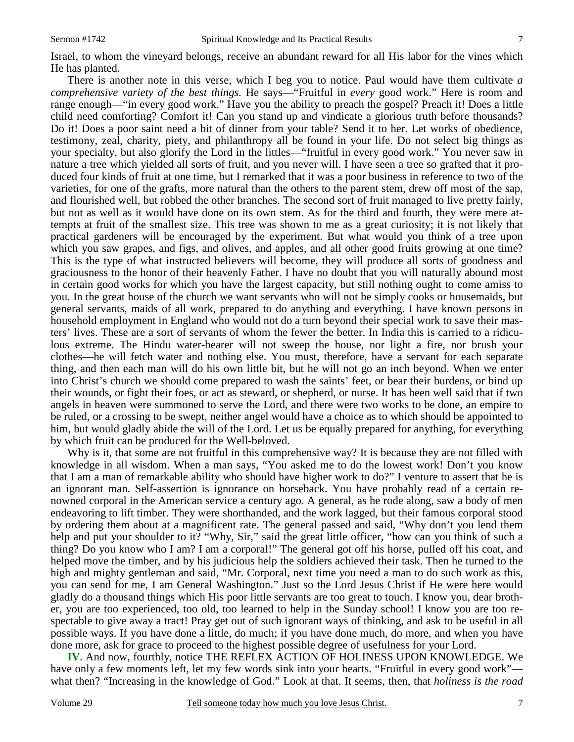Israel, to whom the vineyard belongs, receive an abundant reward for all His labor for the vines which He has planted.

There is another note in this verse, which I beg you to notice. Paul would have them cultivate *a comprehensive variety of the best things.* He says—"Fruitful in *every* good work." Here is room and range enough—"in every good work." Have you the ability to preach the gospel? Preach it! Does a little child need comforting? Comfort it! Can you stand up and vindicate a glorious truth before thousands? Do it! Does a poor saint need a bit of dinner from your table? Send it to her. Let works of obedience, testimony, zeal, charity, piety, and philanthropy all be found in your life. Do not select big things as your specialty, but also glorify the Lord in the littles—"fruitful in every good work." You never saw in nature a tree which yielded all sorts of fruit, and you never will. I have seen a tree so grafted that it produced four kinds of fruit at one time, but I remarked that it was a poor business in reference to two of the varieties, for one of the grafts, more natural than the others to the parent stem, drew off most of the sap, and flourished well, but robbed the other branches. The second sort of fruit managed to live pretty fairly, but not as well as it would have done on its own stem. As for the third and fourth, they were mere attempts at fruit of the smallest size. This tree was shown to me as a great curiosity; it is not likely that practical gardeners will be encouraged by the experiment. But what would you think of a tree upon which you saw grapes, and figs, and olives, and apples, and all other good fruits growing at one time? This is the type of what instructed believers will become, they will produce all sorts of goodness and graciousness to the honor of their heavenly Father. I have no doubt that you will naturally abound most in certain good works for which you have the largest capacity, but still nothing ought to come amiss to you. In the great house of the church we want servants who will not be simply cooks or housemaids, but general servants, maids of all work, prepared to do anything and everything. I have known persons in household employment in England who would not do a turn beyond their special work to save their masters' lives. These are a sort of servants of whom the fewer the better. In India this is carried to a ridiculous extreme. The Hindu water-bearer will not sweep the house, nor light a fire, nor brush your clothes—he will fetch water and nothing else. You must, therefore, have a servant for each separate thing, and then each man will do his own little bit, but he will not go an inch beyond. When we enter into Christ's church we should come prepared to wash the saints' feet, or bear their burdens, or bind up their wounds, or fight their foes, or act as steward, or shepherd, or nurse. It has been well said that if two angels in heaven were summoned to serve the Lord, and there were two works to be done, an empire to be ruled, or a crossing to be swept, neither angel would have a choice as to which should be appointed to him, but would gladly abide the will of the Lord. Let us be equally prepared for anything, for everything by which fruit can be produced for the Well-beloved.

Why is it, that some are not fruitful in this comprehensive way? It is because they are not filled with knowledge in all wisdom. When a man says, "You asked me to do the lowest work! Don't you know that I am a man of remarkable ability who should have higher work to do?" I venture to assert that he is an ignorant man. Self-assertion is ignorance on horseback. You have probably read of a certain renowned corporal in the American service a century ago. A general, as he rode along, saw a body of men endeavoring to lift timber. They were shorthanded, and the work lagged, but their famous corporal stood by ordering them about at a magnificent rate. The general passed and said, "Why don't you lend them help and put your shoulder to it? "Why, Sir," said the great little officer, "how can you think of such a thing? Do you know who I am? I am a corporal!" The general got off his horse, pulled off his coat, and helped move the timber, and by his judicious help the soldiers achieved their task. Then he turned to the high and mighty gentleman and said, "Mr. Corporal, next time you need a man to do such work as this, you can send for me, I am General Washington." Just so the Lord Jesus Christ if He were here would gladly do a thousand things which His poor little servants are too great to touch. I know you, dear brother, you are too experienced, too old, too learned to help in the Sunday school! I know you are too respectable to give away a tract! Pray get out of such ignorant ways of thinking, and ask to be useful in all possible ways. If you have done a little, do much; if you have done much, do more, and when you have done more, ask for grace to proceed to the highest possible degree of usefulness for your Lord.

**IV.** And now, fourthly, notice THE REFLEX ACTION OF HOLINESS UPON KNOWLEDGE. We have only a few moments left, let my few words sink into your hearts. "Fruitful in every good work"—what then? "Increasing in the knowledge of God." Look at that. It seems, then, that *holiness is the road*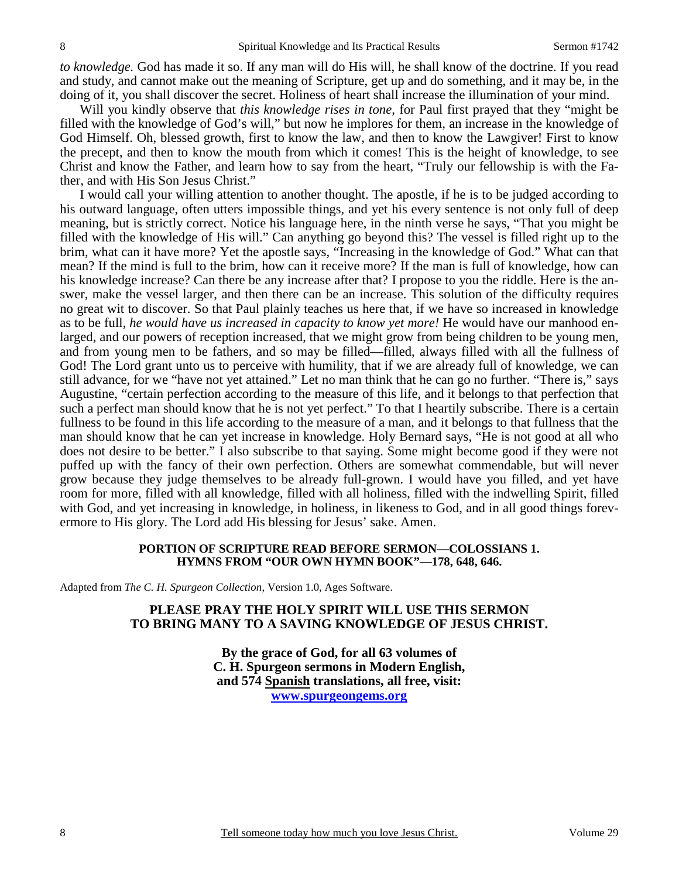*to knowledge.* God has made it so. If any man will do His will, he shall know of the doctrine. If you read and study, and cannot make out the meaning of Scripture, get up and do something, and it may be, in the doing of it, you shall discover the secret. Holiness of heart shall increase the illumination of your mind.

Will you kindly observe that *this knowledge rises in tone,* for Paul first prayed that they "might be filled with the knowledge of God's will," but now he implores for them, an increase in the knowledge of God Himself. Oh, blessed growth, first to know the law, and then to know the Lawgiver! First to know the precept, and then to know the mouth from which it comes! This is the height of knowledge, to see Christ and know the Father, and learn how to say from the heart, "Truly our fellowship is with the Father, and with His Son Jesus Christ."

I would call your willing attention to another thought. The apostle, if he is to be judged according to his outward language, often utters impossible things, and yet his every sentence is not only full of deep meaning, but is strictly correct. Notice his language here, in the ninth verse he says, "That you might be filled with the knowledge of His will." Can anything go beyond this? The vessel is filled right up to the brim, what can it have more? Yet the apostle says, "Increasing in the knowledge of God." What can that mean? If the mind is full to the brim, how can it receive more? If the man is full of knowledge, how can his knowledge increase? Can there be any increase after that? I propose to you the riddle. Here is the answer, make the vessel larger, and then there can be an increase. This solution of the difficulty requires no great wit to discover. So that Paul plainly teaches us here that, if we have so increased in knowledge as to be full, *he would have us increased in capacity to know yet more!* He would have our manhood enlarged, and our powers of reception increased, that we might grow from being children to be young men, and from young men to be fathers, and so may be filled—filled, always filled with all the fullness of God! The Lord grant unto us to perceive with humility, that if we are already full of knowledge, we can still advance, for we "have not yet attained." Let no man think that he can go no further. "There is," says Augustine, "certain perfection according to the measure of this life, and it belongs to that perfection that such a perfect man should know that he is not yet perfect." To that I heartily subscribe. There is a certain fullness to be found in this life according to the measure of a man, and it belongs to that fullness that the man should know that he can yet increase in knowledge. Holy Bernard says, "He is not good at all who does not desire to be better." I also subscribe to that saying. Some might become good if they were not puffed up with the fancy of their own perfection. Others are somewhat commendable, but will never grow because they judge themselves to be already full-grown. I would have you filled, and yet have room for more, filled with all knowledge, filled with all holiness, filled with the indwelling Spirit, filled with God, and yet increasing in knowledge, in holiness, in likeness to God, and in all good things forevermore to His glory. The Lord add His blessing for Jesus' sake. Amen.

**PORTION OF SCRIPTURE READ BEFORE SERMON—COLOSSIANS 1.**
**HYMNS FROM "OUR OWN HYMN BOOK"—178, 648, 646.**

Adapted from *The C. H. Spurgeon Collection*, Version 1.0, Ages Software.

**PLEASE PRAY THE HOLY SPIRIT WILL USE THIS SERMON TO BRING MANY TO A SAVING KNOWLEDGE OF JESUS CHRIST.**

**By the grace of God, for all 63 volumes of C. H. Spurgeon sermons in Modern English, and 574 Spanish translations, all free, visit: www.spurgeongems.org**